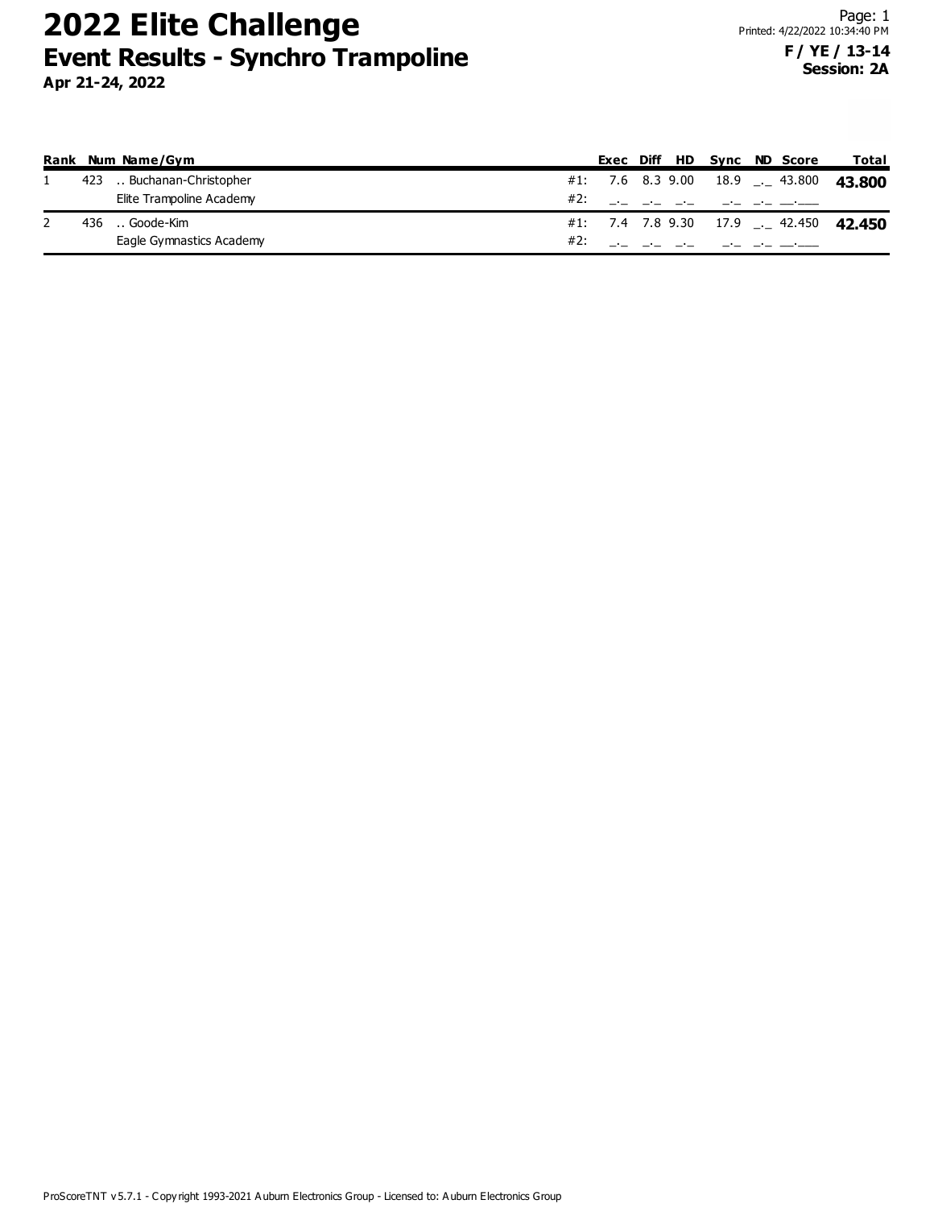# 2022 Elite Challenge

## Event Results - Synchro Trampoline

**Apr 21-24, 2022**

**F / YE / 13-14**
**Session: 2A**

| Rank | Num | Name/Gym | | Exec | Diff | HD | Sync | ND | Score | Total |
|---|---|---|---|---|---|---|---|---|---|---|
| 1 | 423 | .. Buchanan-Christopher | #1: | 7.6 | 8.3 | 9.00 | 18.9 | _._ | 43.800 | **43.800** |
| | | Elite Trampoline Academy | #2: | _._ | _._ | _._ | _._ | _._ | __.___ | |
| 2 | 436 | .. Goode-Kim | #1: | 7.4 | 7.8 | 9.30 | 17.9 | _._ | 42.450 | **42.450** |
| | | Eagle Gymnastics Academy | #2: | _._ | _._ | _._ | _._ | _._ | __.___ | |

ProScoreTNT v5.7.1 - Copyright 1993-2021 Auburn Electronics Group - Licensed to: Auburn Electronics Group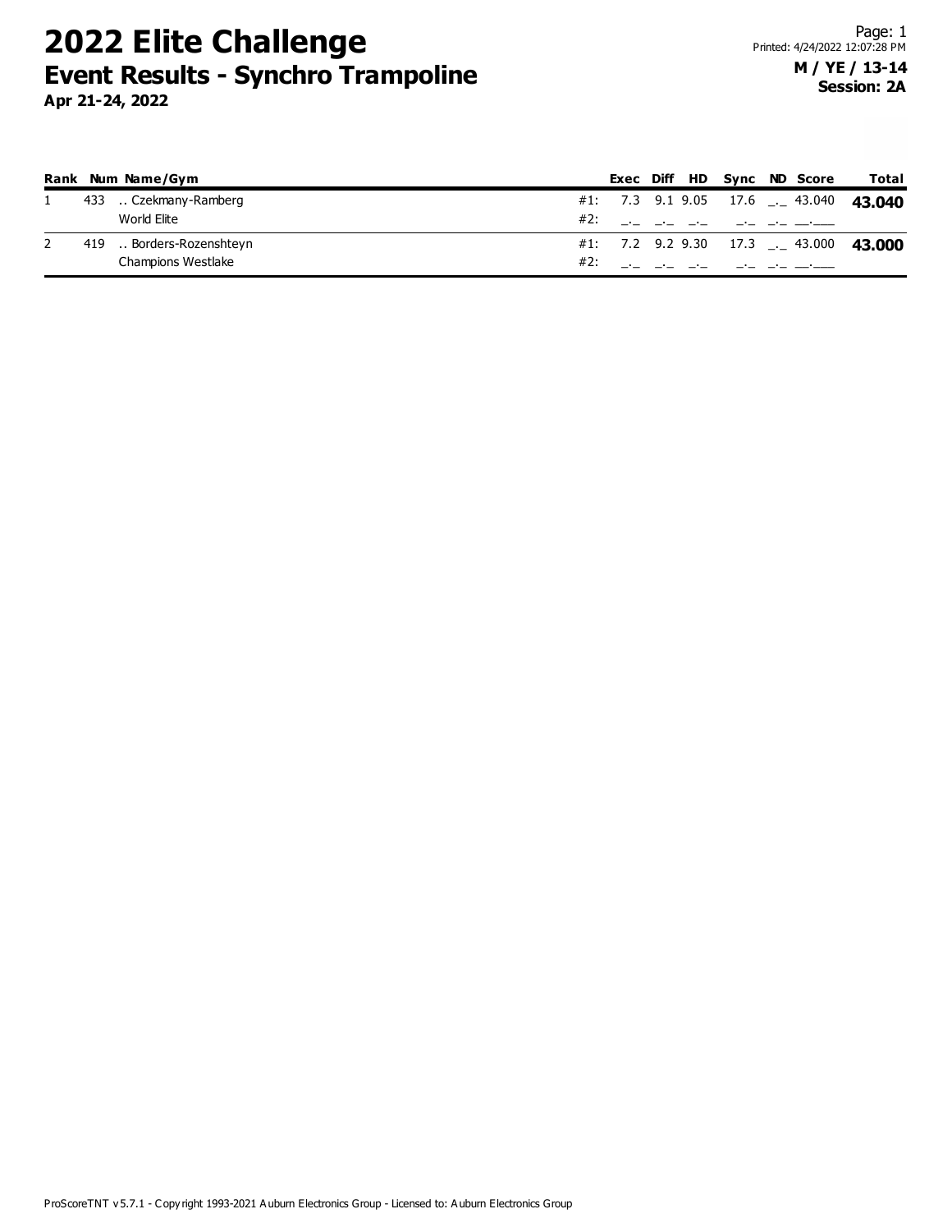# 2022 Elite Challenge

## Event Results - Synchro Trampoline

**Apr 21-24, 2022**

Printed: 4/24/2022 12:07:28 PM

**M / YE / 13-14**
**Session: 2A**

| Rank | Num | Name/Gym | | Exec | Diff | HD | Sync | ND | Score | Total |
|---|---|---|---|---|---|---|---|---|---|---|
| 1 | 433 | .. Czekmany-Ramberg | #1: | 7.3 | 9.1 | 9.05 | 17.6 | _._ | 43.040 | **43.040** |
| | | World Elite | #2: | _._ | _._ | _._ | _._ | _._ | __.___ | |
| 2 | 419 | .. Borders-Rozenshteyn | #1: | 7.2 | 9.2 | 9.30 | 17.3 | _._ | 43.000 | **43.000** |
| | | Champions Westlake | #2: | _._ | _._ | _._ | _._ | _._ | __.___ | |

ProScoreTNT v5.7.1 - Copyright 1993-2021 Auburn Electronics Group - Licensed to: Auburn Electronics Group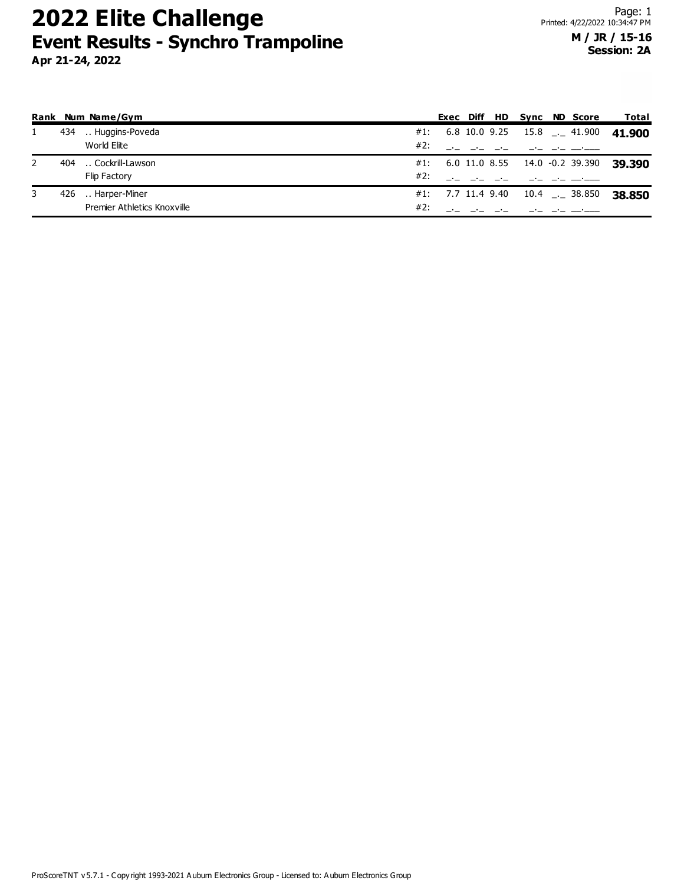# 2022 Elite Challenge

## Event Results - Synchro Trampoline

**Apr 21-24, 2022**

**M / JR / 15-16**
**Session: 2A**

| Rank | Num | Name/Gym | | Exec | Diff | HD | Sync | ND | Score | Total |
|---|---|---|---|---|---|---|---|---|---|---|
| 1 | 434 | .. Huggins-Poveda | #1: | 6.8 | 10.0 | 9.25 | 15.8 | _._ | 41.900 | **41.900** |
| | | World Elite | #2: | _._ | _._ | _._ | _._ | _._ | __.___ | |
| 2 | 404 | .. Cockrill-Lawson | #1: | 6.0 | 11.0 | 8.55 | 14.0 | -0.2 | 39.390 | **39.390** |
| | | Flip Factory | #2: | _._ | _._ | _._ | _._ | _._ | __.___ | |
| 3 | 426 | .. Harper-Miner | #1: | 7.7 | 11.4 | 9.40 | 10.4 | _._ | 38.850 | **38.850** |
| | | Premier Athletics Knoxville | #2: | _._ | _._ | _._ | _._ | _._ | __.___ | |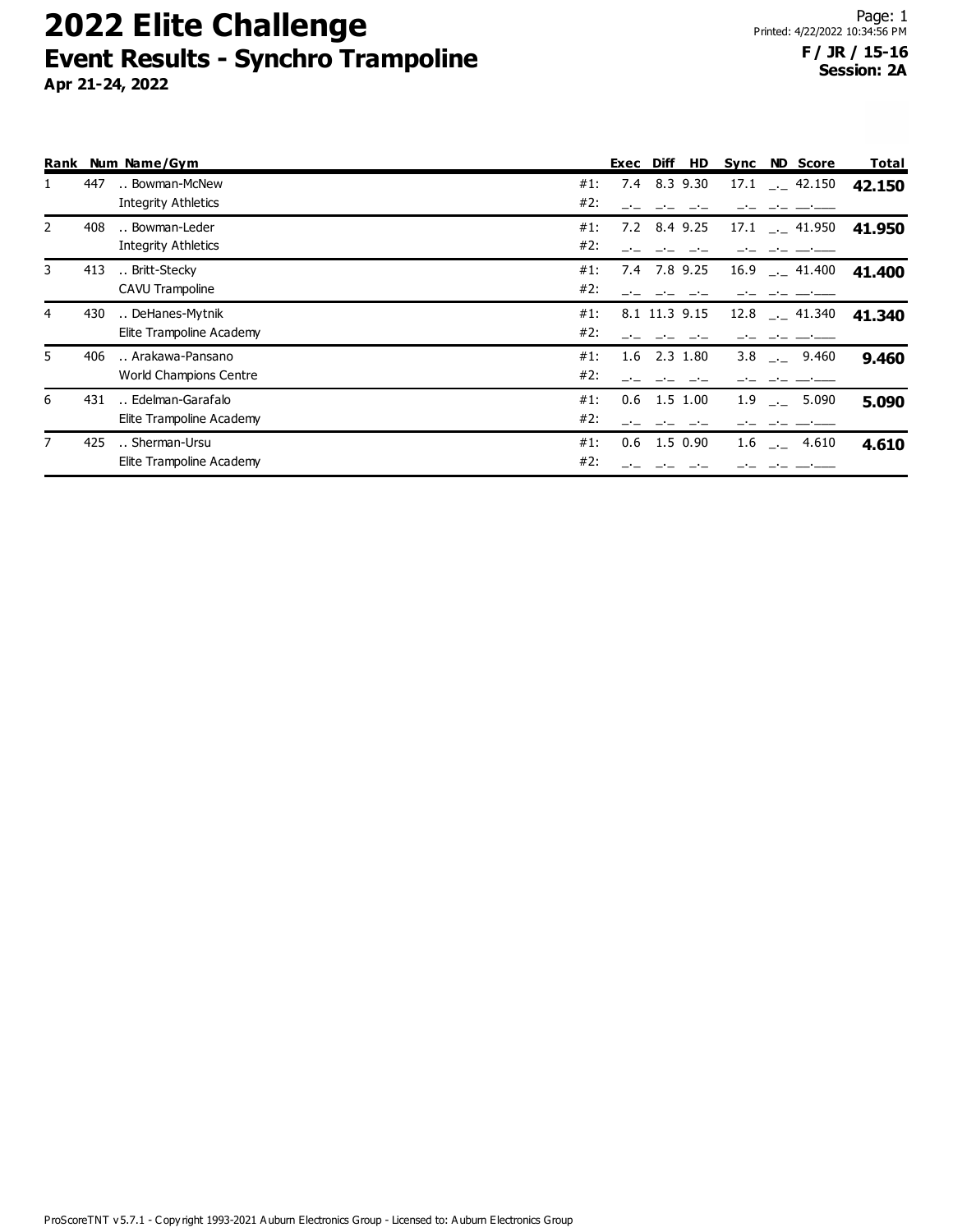# 2022 Elite Challenge

## Event Results - Synchro Trampoline

**Apr 21-24, 2022**

Printed: 4/22/2022 10:34:56 PM

**F / JR / 15-16**
**Session: 2A**

| Rank | Num | Name/Gym | | Exec | Diff | HD | Sync | ND | Score | Total |
|---|---|---|---|---|---|---|---|---|---|---|
| 1 | 447 | .. Bowman-McNew | #1: | 7.4 | 8.3 | 9.30 | 17.1 | _._ | 42.150 | **42.150** |
| | | Integrity Athletics | #2: | _._ | _._ | _._ | _._ | _._ | __.___ | |
| 2 | 408 | .. Bowman-Leder | #1: | 7.2 | 8.4 | 9.25 | 17.1 | _._ | 41.950 | **41.950** |
| | | Integrity Athletics | #2: | _._ | _._ | _._ | _._ | _._ | __.___ | |
| 3 | 413 | .. Britt-Stecky | #1: | 7.4 | 7.8 | 9.25 | 16.9 | _._ | 41.400 | **41.400** |
| | | CAVU Trampoline | #2: | _._ | _._ | _._ | _._ | _._ | __.___ | |
| 4 | 430 | .. DeHanes-Mytnik | #1: | 8.1 | 11.3 | 9.15 | 12.8 | _._ | 41.340 | **41.340** |
| | | Elite Trampoline Academy | #2: | _._ | _._ | _._ | _._ | _._ | __.___ | |
| 5 | 406 | .. Arakawa-Pansano | #1: | 1.6 | 2.3 | 1.80 | 3.8 | _._ | 9.460 | **9.460** |
| | | World Champions Centre | #2: | _._ | _._ | _._ | _._ | _._ | __.___ | |
| 6 | 431 | .. Edelman-Garafalo | #1: | 0.6 | 1.5 | 1.00 | 1.9 | _._ | 5.090 | **5.090** |
| | | Elite Trampoline Academy | #2: | _._ | _._ | _._ | _._ | _._ | __.___ | |
| 7 | 425 | .. Sherman-Ursu | #1: | 0.6 | 1.5 | 0.90 | 1.6 | _._ | 4.610 | **4.610** |
| | | Elite Trampoline Academy | #2: | _._ | _._ | _._ | _._ | _._ | __.___ | |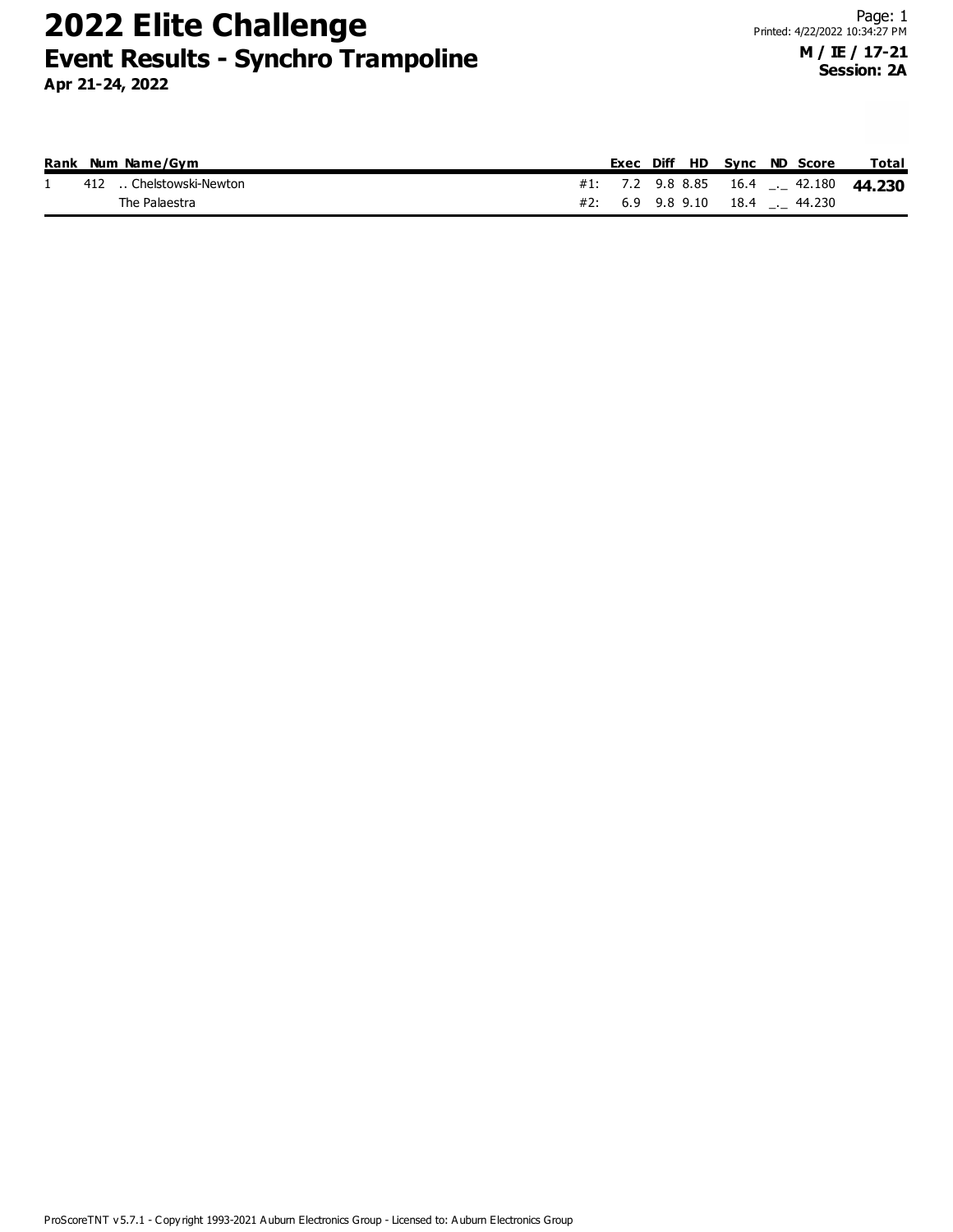# 2022 Elite Challenge

## Event Results - Synchro Trampoline

**Apr 21-24, 2022**

Printed: 4/22/2022 10:34:27 PM

**M / IE / 17-21**
**Session: 2A**

| Rank | Num | Name/Gym | | Exec | Diff | HD | Sync | ND | Score | Total |
|---|---|---|---|---|---|---|---|---|---|---|
| 1 | 412 | .. Chelstowski-Newton | #1: | 7.2 | 9.8 | 8.85 | 16.4 | _._ | 42.180 | **44.230** |
| | | The Palaestra | #2: | 6.9 | 9.8 | 9.10 | 18.4 | _._ | 44.230 | |

ProScoreTNT v5.7.1 - Copyright 1993-2021 Auburn Electronics Group - Licensed to: Auburn Electronics Group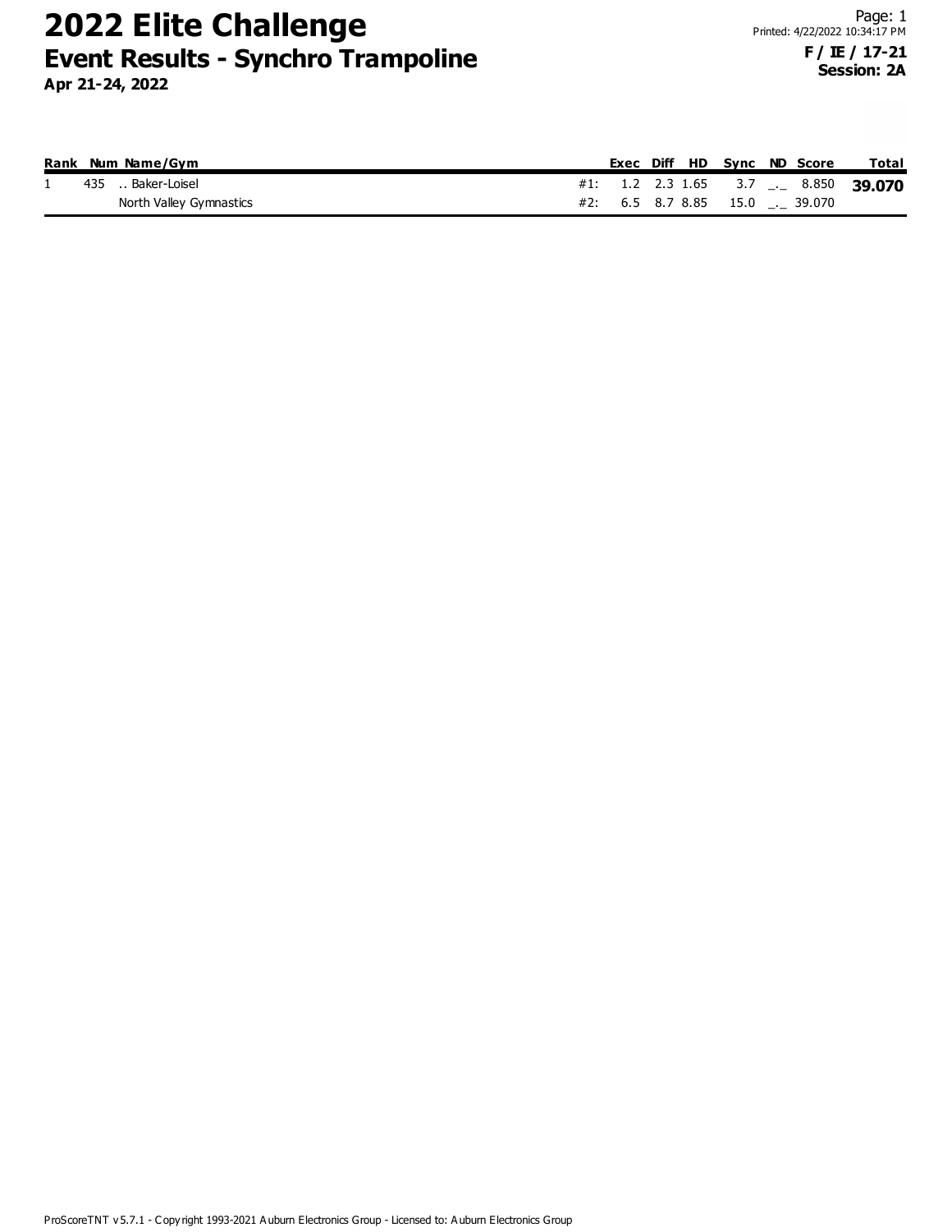# 2022 Elite Challenge

## Event Results - Synchro Trampoline

**Apr 21-24, 2022**

Printed: 4/22/2022 10:34:17 PM

**F / IE / 17-21**
**Session: 2A**

| Rank | Num | Name/Gym | | Exec | Diff | HD | Sync | ND | Score | Total |
|---|---|---|---|---|---|---|---|---|---|---|
| 1 | 435 | .. Baker-Loisel | #1: | 1.2 | 2.3 | 1.65 | 3.7 | _._ | 8.850 | **39.070** |
| | | North Valley Gymnastics | #2: | 6.5 | 8.7 | 8.85 | 15.0 | _._ | 39.070 | |

ProScoreTNT v5.7.1 - Copyright 1993-2021 Auburn Electronics Group - Licensed to: Auburn Electronics Group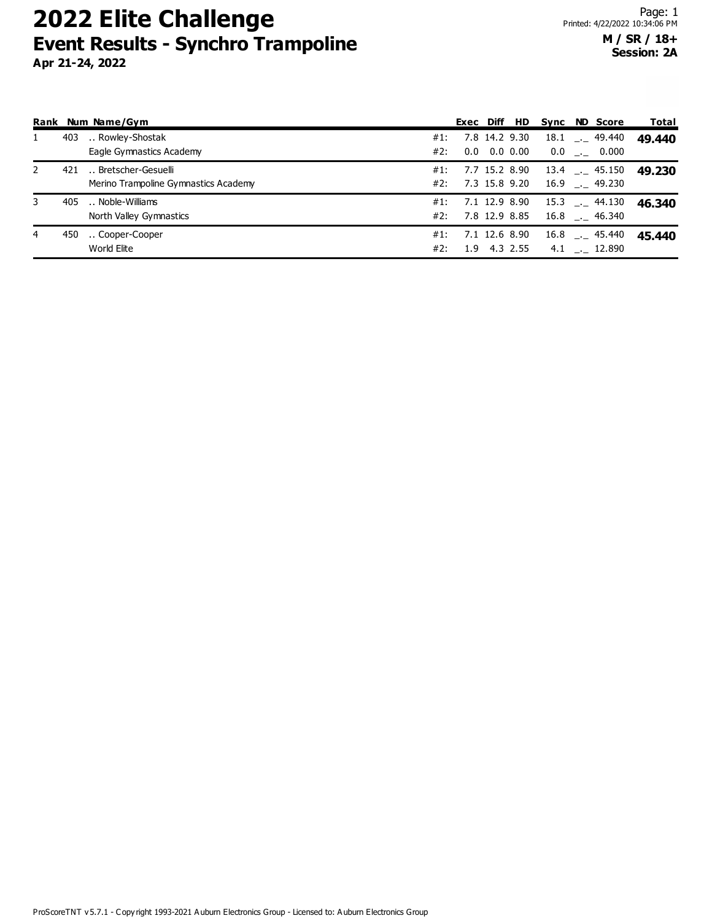# 2022 Elite Challenge

## Event Results - Synchro Trampoline

**Apr 21-24, 2022**

**M / SR / 18+**
**Session: 2A**

| Rank | Num | Name/Gym | | Exec | Diff | HD | Sync | ND | Score | Total |
|---|---|---|---|---|---|---|---|---|---|---|
| 1 | 403 | .. Rowley-Shostak | #1: | 7.8 | 14.2 | 9.30 | 18.1 | _._ | 49.440 | **49.440** |
| | | Eagle Gymnastics Academy | #2: | 0.0 | 0.0 | 0.00 | 0.0 | _._ | 0.000 | |
| 2 | 421 | .. Bretscher-Gesuelli | #1: | 7.7 | 15.2 | 8.90 | 13.4 | _._ | 45.150 | **49.230** |
| | | Merino Trampoline Gymnastics Academy | #2: | 7.3 | 15.8 | 9.20 | 16.9 | _._ | 49.230 | |
| 3 | 405 | .. Noble-Williams | #1: | 7.1 | 12.9 | 8.90 | 15.3 | _._ | 44.130 | **46.340** |
| | | North Valley Gymnastics | #2: | 7.8 | 12.9 | 8.85 | 16.8 | _._ | 46.340 | |
| 4 | 450 | .. Cooper-Cooper | #1: | 7.1 | 12.6 | 8.90 | 16.8 | _._ | 45.440 | **45.440** |
| | | World Elite | #2: | 1.9 | 4.3 | 2.55 | 4.1 | _._ | 12.890 | |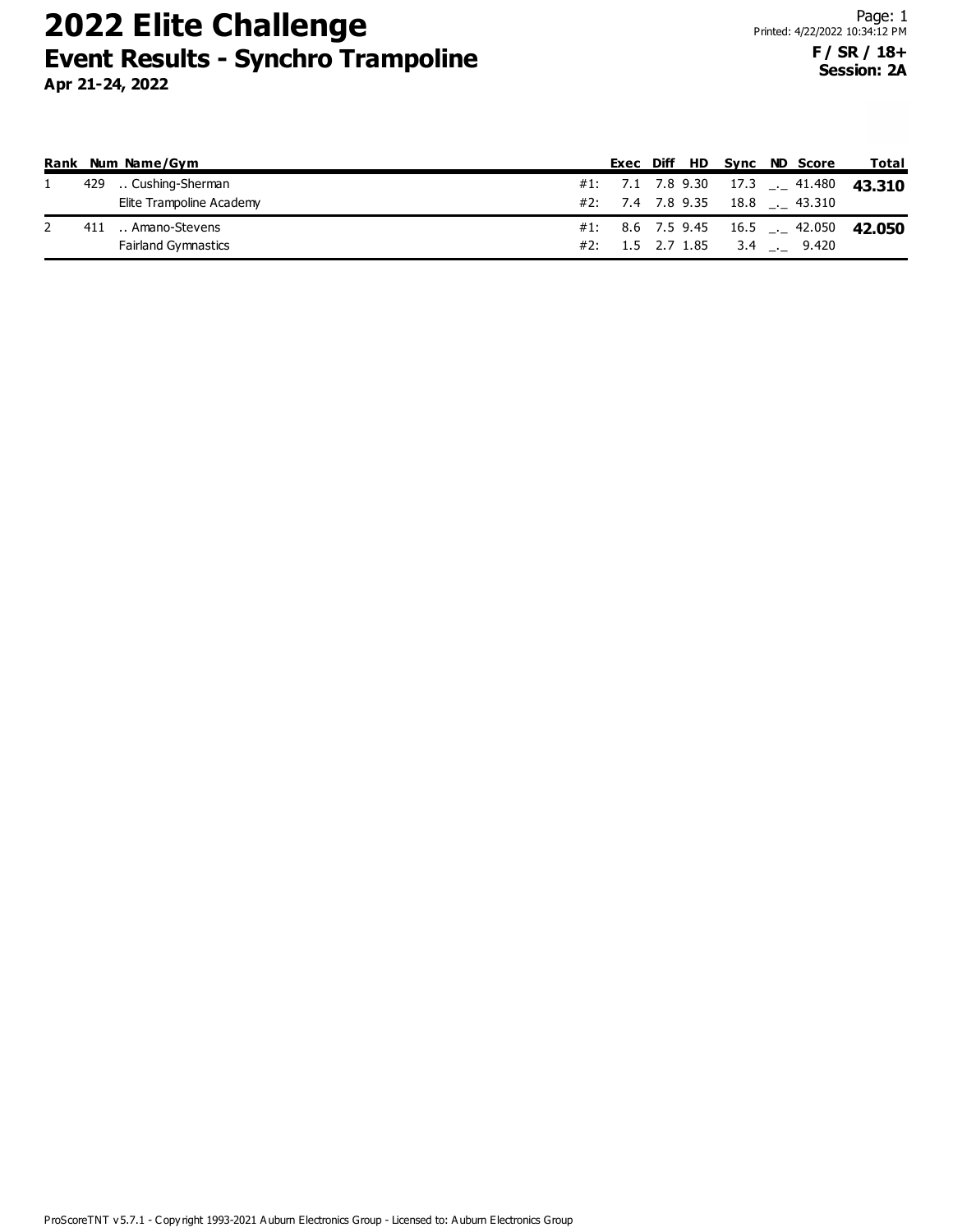# 2022 Elite Challenge

## Event Results - Synchro Trampoline

**Apr 21-24, 2022**

**F / SR / 18+**
**Session: 2A**

| Rank | Num | Name/Gym | | Exec | Diff | HD | Sync | ND | Score | Total |
|---|---|---|---|---|---|---|---|---|---|---|
| 1 | 429 | .. Cushing-Sherman | #1: | 7.1 | 7.8 | 9.30 | 17.3 | _._ | 41.480 | **43.310** |
| | | Elite Trampoline Academy | #2: | 7.4 | 7.8 | 9.35 | 18.8 | _._ | 43.310 | |
| 2 | 411 | .. Amano-Stevens | #1: | 8.6 | 7.5 | 9.45 | 16.5 | _._ | 42.050 | **42.050** |
| | | Fairland Gymnastics | #2: | 1.5 | 2.7 | 1.85 | 3.4 | _._ | 9.420 | |